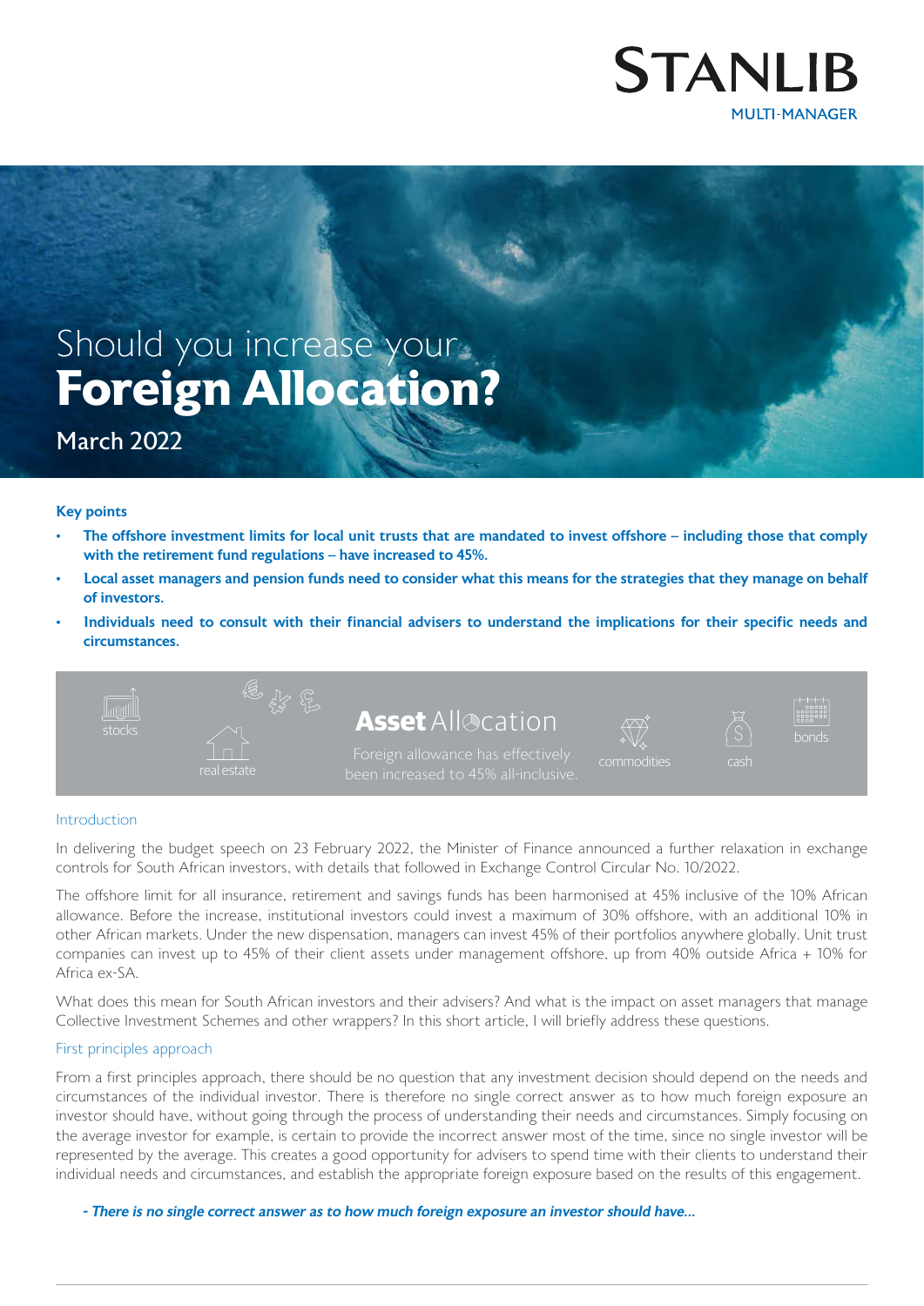STANLIB
MULTI-MANAGER

# Should you increase your **Foreign Allocation?**

March 2022

**Key points**

- **The offshore investment limits for local unit trusts that are mandated to invest offshore – including those that comply with the retirement fund regulations – have increased to 45%.**
- **Local asset managers and pension funds need to consider what this means for the strategies that they manage on behalf of investors.**
- **Individuals need to consult with their financial advisers to understand the implications for their specific needs and circumstances.**

**Asset** Allocation

Foreign allowance has effectively been increased to 45% all-inclusive.

stocks | real estate | commodities | cash | bonds

## Introduction

In delivering the budget speech on 23 February 2022, the Minister of Finance announced a further relaxation in exchange controls for South African investors, with details that followed in Exchange Control Circular No. 10/2022.

The offshore limit for all insurance, retirement and savings funds has been harmonised at 45% inclusive of the 10% African allowance. Before the increase, institutional investors could invest a maximum of 30% offshore, with an additional 10% in other African markets. Under the new dispensation, managers can invest 45% of their portfolios anywhere globally. Unit trust companies can invest up to 45% of their client assets under management offshore, up from 40% outside Africa + 10% for Africa ex-SA.

What does this mean for South African investors and their advisers? And what is the impact on asset managers that manage Collective Investment Schemes and other wrappers? In this short article, I will briefly address these questions.

## First principles approach

From a first principles approach, there should be no question that any investment decision should depend on the needs and circumstances of the individual investor. There is therefore no single correct answer as to how much foreign exposure an investor should have, without going through the process of understanding their needs and circumstances. Simply focusing on the average investor for example, is certain to provide the incorrect answer most of the time, since no single investor will be represented by the average. This creates a good opportunity for advisers to spend time with their clients to understand their individual needs and circumstances, and establish the appropriate foreign exposure based on the results of this engagement.

***- There is no single correct answer as to how much foreign exposure an investor should have...***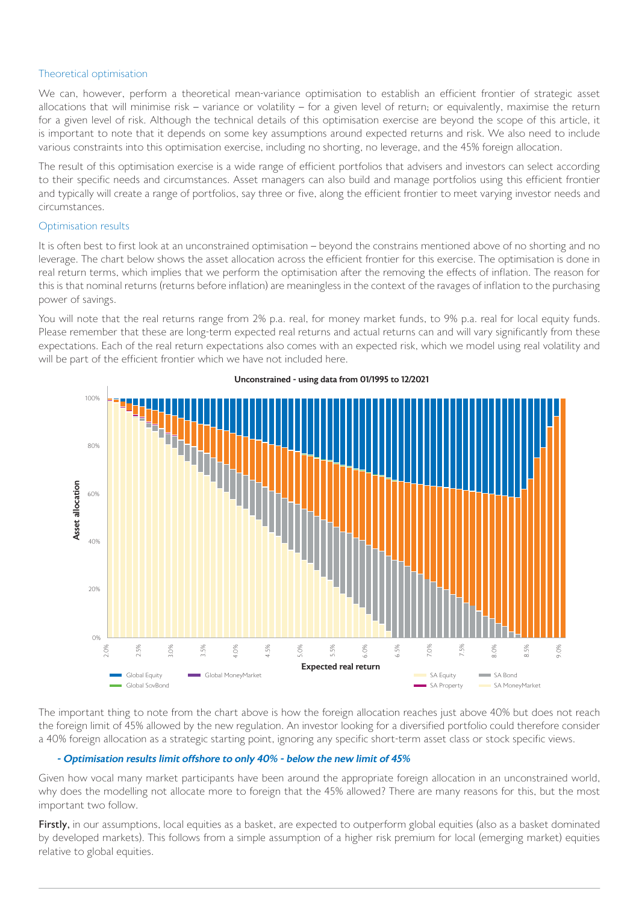### Theoretical optimisation

We can, however, perform a theoretical mean-variance optimisation to establish an efficient frontier of strategic asset allocations that will minimise risk – variance or volatility – for a given level of return; or equivalently, maximise the return for a given level of risk. Although the technical details of this optimisation exercise are beyond the scope of this article, it is important to note that it depends on some key assumptions around expected returns and risk. We also need to include various constraints into this optimisation exercise, including no shorting, no leverage, and the 45% foreign allocation.

The result of this optimisation exercise is a wide range of efficient portfolios that advisers and investors can select according to their specific needs and circumstances. Asset managers can also build and manage portfolios using this efficient frontier and typically will create a range of portfolios, say three or five, along the efficient frontier to meet varying investor needs and circumstances.

### Optimisation results

It is often best to first look at an unconstrained optimisation – beyond the constrains mentioned above of no shorting and no leverage. The chart below shows the asset allocation across the efficient frontier for this exercise. The optimisation is done in real return terms, which implies that we perform the optimisation after the removing the effects of inflation. The reason for this is that nominal returns (returns before inflation) are meaningless in the context of the ravages of inflation to the purchasing power of savings.

You will note that the real returns range from 2% p.a. real, for money market funds, to 9% p.a. real for local equity funds. Please remember that these are long-term expected real returns and actual returns can and will vary significantly from these expectations. Each of the real return expectations also comes with an expected risk, which we model using real volatility and will be part of the efficient frontier which we have not included here.

**Unconstrained - using data from 01/1995 to 12/2021**

The important thing to note from the chart above is how the foreign allocation reaches just above 40% but does not reach the foreign limit of 45% allowed by the new regulation. An investor looking for a diversified portfolio could therefore consider a 40% foreign allocation as a strategic starting point, ignoring any specific short-term asset class or stock specific views.

***- Optimisation results limit offshore to only 40% - below the new limit of 45%***

Given how vocal many market participants have been around the appropriate foreign allocation in an unconstrained world, why does the modelling not allocate more to foreign that the 45% allowed? There are many reasons for this, but the most important two follow.

**Firstly,** in our assumptions, local equities as a basket, are expected to outperform global equities (also as a basket dominated by developed markets). This follows from a simple assumption of a higher risk premium for local (emerging market) equities relative to global equities.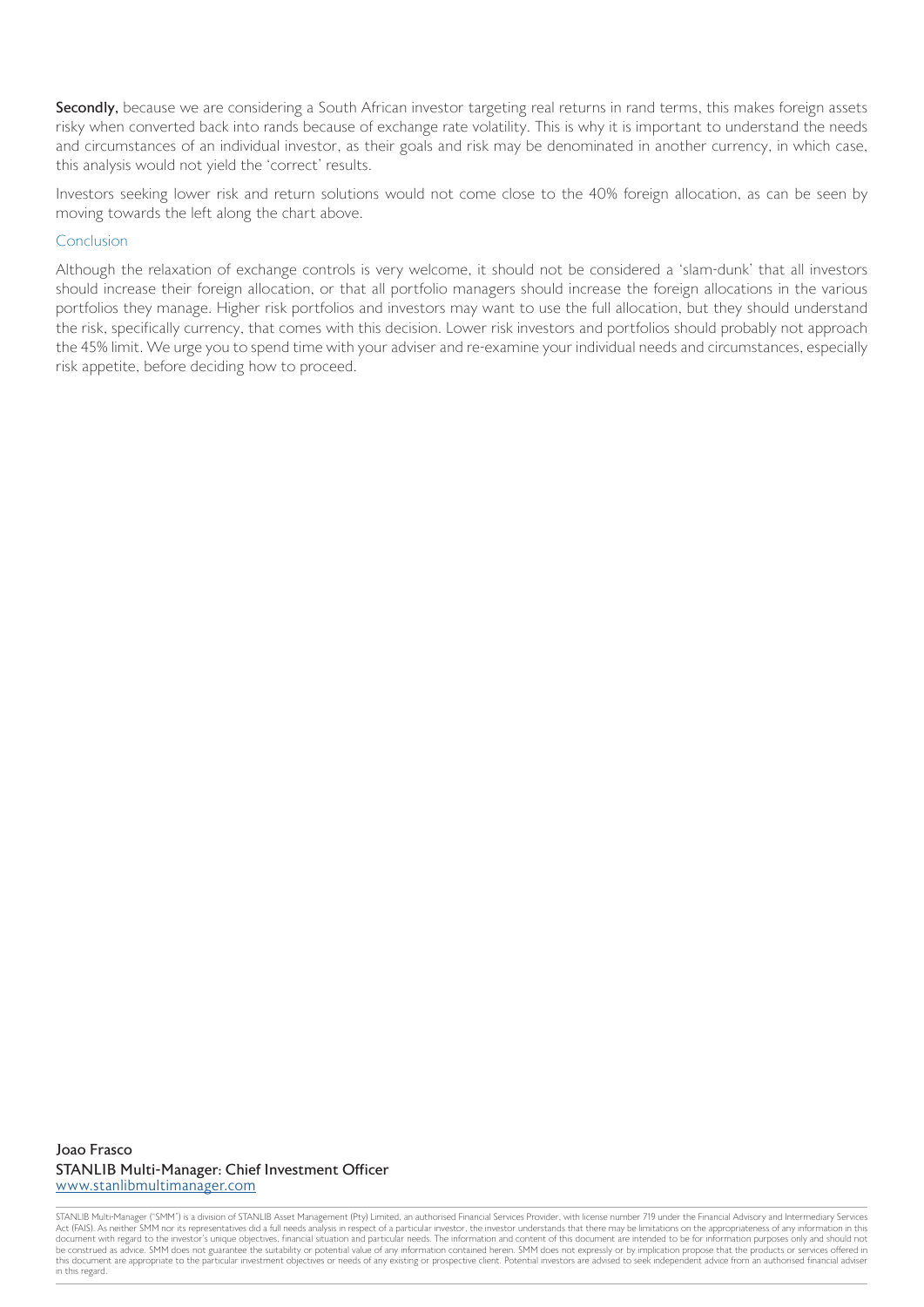**Secondly,** because we are considering a South African investor targeting real returns in rand terms, this makes foreign assets risky when converted back into rands because of exchange rate volatility. This is why it is important to understand the needs and circumstances of an individual investor, as their goals and risk may be denominated in another currency, in which case, this analysis would not yield the 'correct' results.

Investors seeking lower risk and return solutions would not come close to the 40% foreign allocation, as can be seen by moving towards the left along the chart above.

### Conclusion

Although the relaxation of exchange controls is very welcome, it should not be considered a 'slam-dunk' that all investors should increase their foreign allocation, or that all portfolio managers should increase the foreign allocations in the various portfolios they manage. Higher risk portfolios and investors may want to use the full allocation, but they should understand the risk, specifically currency, that comes with this decision. Lower risk investors and portfolios should probably not approach the 45% limit. We urge you to spend time with your adviser and re-examine your individual needs and circumstances, especially risk appetite, before deciding how to proceed.

Joao Frasco
STANLIB Multi-Manager: Chief Investment Officer
[www.stanlibmultimanager.com](http://www.stanlibmultimanager.com)

STANLIB Multi-Manager ("SMM") is a division of STANLIB Asset Management (Pty) Limited, an authorised Financial Services Provider, with license number 719 under the Financial Advisory and Intermediary Services Act (FAIS). As neither SMM nor its representatives did a full needs analysis in respect of a particular investor, the investor understands that there may be limitations on the appropriateness of any information in this document with regard to the investor's unique objectives, financial situation and particular needs. The information and content of this document are intended to be for information purposes only and should not be construed as advice. SMM does not guarantee the suitability or potential value of any information contained herein. SMM does not expressly or by implication propose that the products or services offered in this document are appropriate to the particular investment objectives or needs of any existing or prospective client. Potential investors are advised to seek independent advice from an authorised financial adviser in this regard.